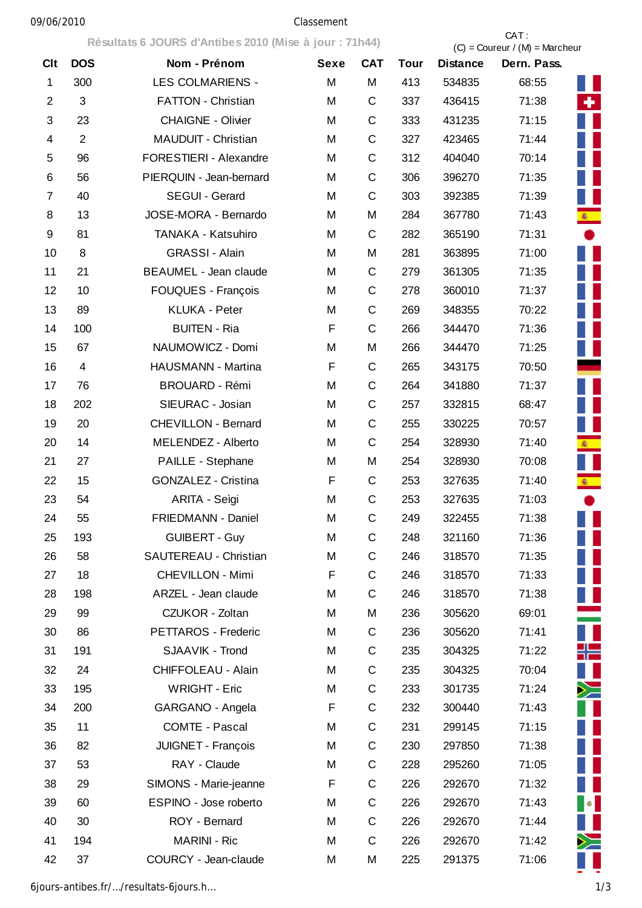Classement

**Résultats 6 JOURS d'Antibes 2010 (Mise à jour : 71h44)**

CAT : (C) = Coureur / (M) = Marcheur

| Clt | DOS | Nom - Prénom | Sexe | CAT | Tour | Distance | Dern. Pass. |
|---|---|---|---|---|---|---|---|
| 1 | 300 | LES COLMARIENS - | M | M | 413 | 534835 | 68:55 |
| 2 | 3 | FATTON - Christian | M | C | 337 | 436415 | 71:38 |
| 3 | 23 | CHAIGNE - Olivier | M | C | 333 | 431235 | 71:15 |
| 4 | 2 | MAUDUIT - Christian | M | C | 327 | 423465 | 71:44 |
| 5 | 96 | FORESTIERI - Alexandre | M | C | 312 | 404040 | 70:14 |
| 6 | 56 | PIERQUIN - Jean-bernard | M | C | 306 | 396270 | 71:35 |
| 7 | 40 | SEGUI - Gerard | M | C | 303 | 392385 | 71:39 |
| 8 | 13 | JOSE-MORA - Bernardo | M | M | 284 | 367780 | 71:43 |
| 9 | 81 | TANAKA - Katsuhiro | M | C | 282 | 365190 | 71:31 |
| 10 | 8 | GRASSI - Alain | M | M | 281 | 363895 | 71:00 |
| 11 | 21 | BEAUMEL - Jean claude | M | C | 279 | 361305 | 71:35 |
| 12 | 10 | FOUQUES - François | M | C | 278 | 360010 | 71:37 |
| 13 | 89 | KLUKA - Peter | M | C | 269 | 348355 | 70:22 |
| 14 | 100 | BUITEN - Ria | F | C | 266 | 344470 | 71:36 |
| 15 | 67 | NAUMOWICZ - Domi | M | M | 266 | 344470 | 71:25 |
| 16 | 4 | HAUSMANN - Martina | F | C | 265 | 343175 | 70:50 |
| 17 | 76 | BROUARD - Rémi | M | C | 264 | 341880 | 71:37 |
| 18 | 202 | SIEURAC - Josian | M | C | 257 | 332815 | 68:47 |
| 19 | 20 | CHEVILLON - Bernard | M | C | 255 | 330225 | 70:57 |
| 20 | 14 | MELENDEZ - Alberto | M | C | 254 | 328930 | 71:40 |
| 21 | 27 | PAILLE - Stephane | M | M | 254 | 328930 | 70:08 |
| 22 | 15 | GONZALEZ - Cristina | F | C | 253 | 327635 | 71:40 |
| 23 | 54 | ARITA - Seìgi | M | C | 253 | 327635 | 71:03 |
| 24 | 55 | FRIEDMANN - Daniel | M | C | 249 | 322455 | 71:38 |
| 25 | 193 | GUIBERT - Guy | M | C | 248 | 321160 | 71:36 |
| 26 | 58 | SAUTEREAU - Christian | M | C | 246 | 318570 | 71:35 |
| 27 | 18 | CHEVILLON - Mimi | F | C | 246 | 318570 | 71:33 |
| 28 | 198 | ARZEL - Jean claude | M | C | 246 | 318570 | 71:38 |
| 29 | 99 | CZUKOR - Zoltan | M | M | 236 | 305620 | 69:01 |
| 30 | 86 | PETTAROS - Frederic | M | C | 236 | 305620 | 71:41 |
| 31 | 191 | SJAAVIK - Trond | M | C | 235 | 304325 | 71:22 |
| 32 | 24 | CHIFFOLEAU - Alain | M | C | 235 | 304325 | 70:04 |
| 33 | 195 | WRIGHT - Eric | M | C | 233 | 301735 | 71:24 |
| 34 | 200 | GARGANO - Angela | F | C | 232 | 300440 | 71:43 |
| 35 | 11 | COMTE - Pascal | M | C | 231 | 299145 | 71:15 |
| 36 | 82 | JUIGNET - François | M | C | 230 | 297850 | 71:38 |
| 37 | 53 | RAY - Claude | M | C | 228 | 295260 | 71:05 |
| 38 | 29 | SIMONS - Marie-jeanne | F | C | 226 | 292670 | 71:32 |
| 39 | 60 | ESPINO - Jose roberto | M | C | 226 | 292670 | 71:43 |
| 40 | 30 | ROY - Bernard | M | C | 226 | 292670 | 71:44 |
| 41 | 194 | MARINI - Ric | M | C | 226 | 292670 | 71:42 |
| 42 | 37 | COURCY - Jean-claude | M | M | 225 | 291375 | 71:06 |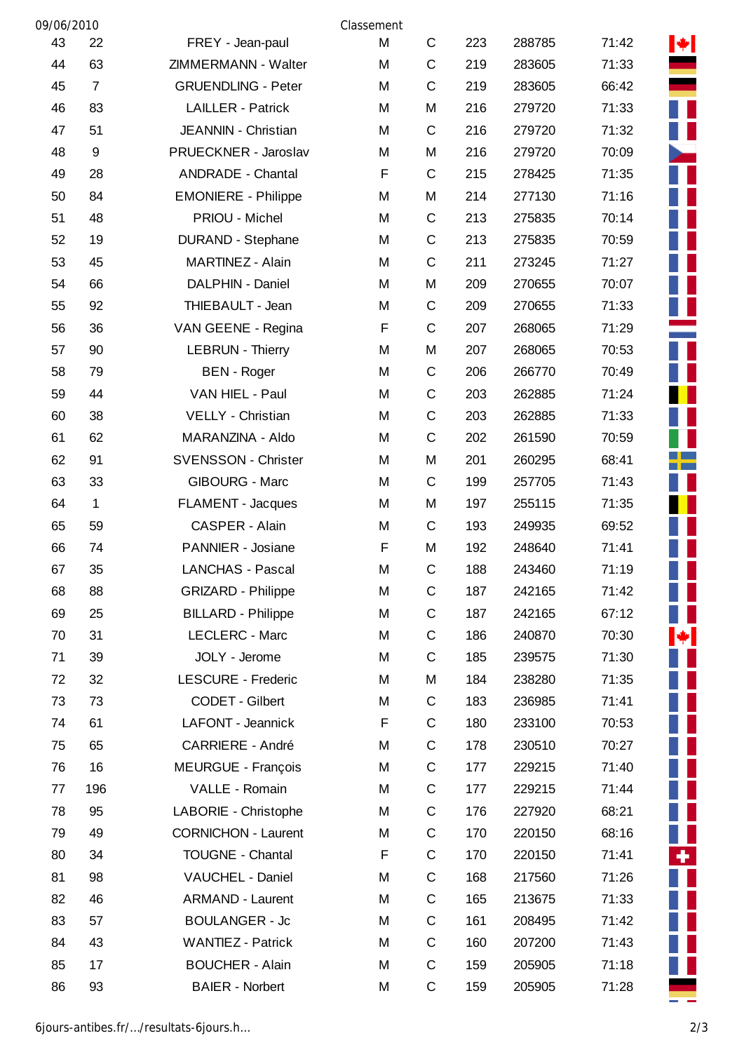| | | | | | | | | |
|---|---|---|---|---|---|---|---|---|
| 43 | 22 | FREY - Jean-paul | M | C | 223 | 288785 | 71:42 | |
| 44 | 63 | ZIMMERMANN - Walter | M | C | 219 | 283605 | 71:33 | |
| 45 | 7 | GRUENDLING - Peter | M | C | 219 | 283605 | 66:42 | |
| 46 | 83 | LAILLER - Patrick | M | M | 216 | 279720 | 71:33 | |
| 47 | 51 | JEANNIN - Christian | M | C | 216 | 279720 | 71:32 | |
| 48 | 9 | PRUECKNER - Jaroslav | M | M | 216 | 279720 | 70:09 | |
| 49 | 28 | ANDRADE - Chantal | F | C | 215 | 278425 | 71:35 | |
| 50 | 84 | EMONIERE - Philippe | M | M | 214 | 277130 | 71:16 | |
| 51 | 48 | PRIOU - Michel | M | C | 213 | 275835 | 70:14 | |
| 52 | 19 | DURAND - Stephane | M | C | 213 | 275835 | 70:59 | |
| 53 | 45 | MARTINEZ - Alain | M | C | 211 | 273245 | 71:27 | |
| 54 | 66 | DALPHIN - Daniel | M | M | 209 | 270655 | 70:07 | |
| 55 | 92 | THIEBAULT - Jean | M | C | 209 | 270655 | 71:33 | |
| 56 | 36 | VAN GEENE - Regina | F | C | 207 | 268065 | 71:29 | |
| 57 | 90 | LEBRUN - Thierry | M | M | 207 | 268065 | 70:53 | |
| 58 | 79 | BEN - Roger | M | C | 206 | 266770 | 70:49 | |
| 59 | 44 | VAN HIEL - Paul | M | C | 203 | 262885 | 71:24 | |
| 60 | 38 | VELLY - Christian | M | C | 203 | 262885 | 71:33 | |
| 61 | 62 | MARANZINA - Aldo | M | C | 202 | 261590 | 70:59 | |
| 62 | 91 | SVENSSON - Christer | M | M | 201 | 260295 | 68:41 | |
| 63 | 33 | GIBOURG - Marc | M | C | 199 | 257705 | 71:43 | |
| 64 | 1 | FLAMENT - Jacques | M | M | 197 | 255115 | 71:35 | |
| 65 | 59 | CASPER - Alain | M | C | 193 | 249935 | 69:52 | |
| 66 | 74 | PANNIER - Josiane | F | M | 192 | 248640 | 71:41 | |
| 67 | 35 | LANCHAS - Pascal | M | C | 188 | 243460 | 71:19 | |
| 68 | 88 | GRIZARD - Philippe | M | C | 187 | 242165 | 71:42 | |
| 69 | 25 | BILLARD - Philippe | M | C | 187 | 242165 | 67:12 | |
| 70 | 31 | LECLERC - Marc | M | C | 186 | 240870 | 70:30 | |
| 71 | 39 | JOLY - Jerome | M | C | 185 | 239575 | 71:30 | |
| 72 | 32 | LESCURE - Frederic | M | M | 184 | 238280 | 71:35 | |
| 73 | 73 | CODET - Gilbert | M | C | 183 | 236985 | 71:41 | |
| 74 | 61 | LAFONT - Jeannick | F | C | 180 | 233100 | 70:53 | |
| 75 | 65 | CARRIERE - André | M | C | 178 | 230510 | 70:27 | |
| 76 | 16 | MEURGUE - François | M | C | 177 | 229215 | 71:40 | |
| 77 | 196 | VALLE - Romain | M | C | 177 | 229215 | 71:44 | |
| 78 | 95 | LABORIE - Christophe | M | C | 176 | 227920 | 68:21 | |
| 79 | 49 | CORNICHON - Laurent | M | C | 170 | 220150 | 68:16 | |
| 80 | 34 | TOUGNE - Chantal | F | C | 170 | 220150 | 71:41 | |
| 81 | 98 | VAUCHEL - Daniel | M | C | 168 | 217560 | 71:26 | |
| 82 | 46 | ARMAND - Laurent | M | C | 165 | 213675 | 71:33 | |
| 83 | 57 | BOULANGER - Jc | M | C | 161 | 208495 | 71:42 | |
| 84 | 43 | WANTIEZ - Patrick | M | C | 160 | 207200 | 71:43 | |
| 85 | 17 | BOUCHER - Alain | M | C | 159 | 205905 | 71:18 | |
| 86 | 93 | BAIER - Norbert | M | C | 159 | 205905 | 71:28 | |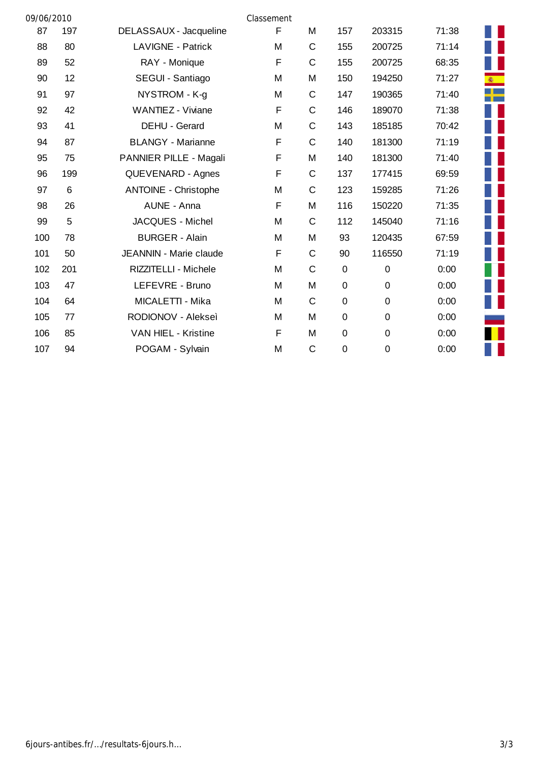| | | | | | | | | |
|---|---|---|---|---|---|---|---|---|
| 87 | 197 | DELASSAUX - Jacqueline | F | M | 157 | 203315 | 71:38 | |
| 88 | 80 | LAVIGNE - Patrick | M | C | 155 | 200725 | 71:14 | |
| 89 | 52 | RAY - Monique | F | C | 155 | 200725 | 68:35 | |
| 90 | 12 | SEGUI - Santiago | M | M | 150 | 194250 | 71:27 | |
| 91 | 97 | NYSTROM - K-g | M | C | 147 | 190365 | 71:40 | |
| 92 | 42 | WANTIEZ - Viviane | F | C | 146 | 189070 | 71:38 | |
| 93 | 41 | DEHU - Gerard | M | C | 143 | 185185 | 70:42 | |
| 94 | 87 | BLANGY - Marianne | F | C | 140 | 181300 | 71:19 | |
| 95 | 75 | PANNIER PILLE - Magali | F | M | 140 | 181300 | 71:40 | |
| 96 | 199 | QUEVENARD - Agnes | F | C | 137 | 177415 | 69:59 | |
| 97 | 6 | ANTOINE - Christophe | M | C | 123 | 159285 | 71:26 | |
| 98 | 26 | AUNE - Anna | F | M | 116 | 150220 | 71:35 | |
| 99 | 5 | JACQUES - Michel | M | C | 112 | 145040 | 71:16 | |
| 100 | 78 | BURGER - Alain | M | M | 93 | 120435 | 67:59 | |
| 101 | 50 | JEANNIN - Marie claude | F | C | 90 | 116550 | 71:19 | |
| 102 | 201 | RIZZITELLI - Michele | M | C | 0 | 0 | 0:00 | |
| 103 | 47 | LEFEVRE - Bruno | M | M | 0 | 0 | 0:00 | |
| 104 | 64 | MICALETTI - Mika | M | C | 0 | 0 | 0:00 | |
| 105 | 77 | RODIONOV - Alekseì | M | M | 0 | 0 | 0:00 | |
| 106 | 85 | VAN HIEL - Kristine | F | M | 0 | 0 | 0:00 | |
| 107 | 94 | POGAM - Sylvain | M | C | 0 | 0 | 0:00 | |